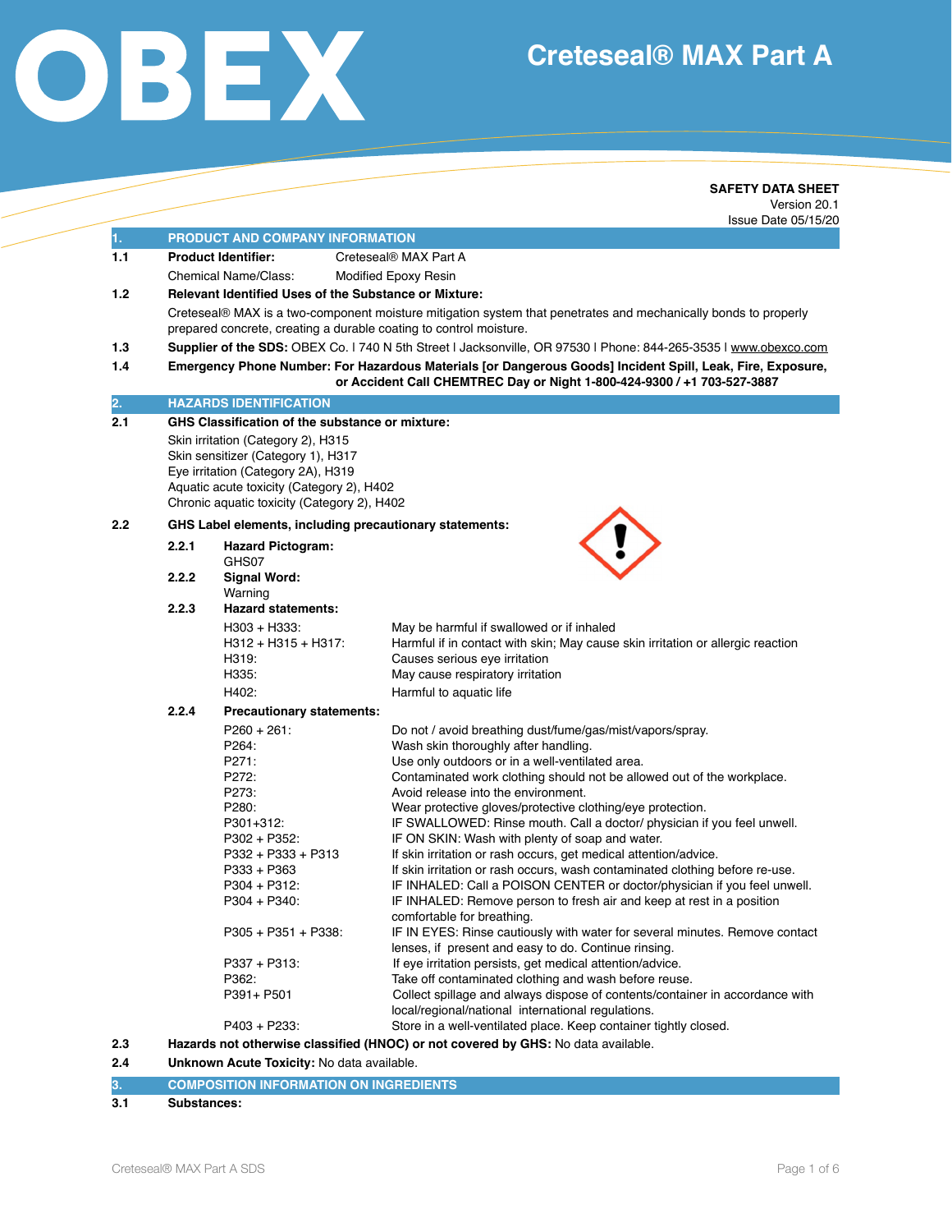# Creteseal® MAX Part A

**SAFETY DATA SHEET**
Version 20.1
Issue Date 05/15/20

## 1. PRODUCT AND COMPANY INFORMATION

**1.1 Product Identifier:** Creteseal® MAX Part A

Chemical Name/Class: Modified Epoxy Resin

**1.2 Relevant Identified Uses of the Substance or Mixture:**

Creteseal® MAX is a two-component moisture mitigation system that penetrates and mechanically bonds to properly prepared concrete, creating a durable coating to control moisture.

**1.3 Supplier of the SDS:** OBEX Co. I 740 N 5th Street I Jacksonville, OR 97530 I Phone: 844-265-3535 I www.obexco.com

**1.4 Emergency Phone Number: For Hazardous Materials [or Dangerous Goods] Incident Spill, Leak, Fire, Exposure, or Accident Call CHEMTREC Day or Night 1-800-424-9300 / +1 703-527-3887**

## 2. HAZARDS IDENTIFICATION

**2.1 GHS Classification of the substance or mixture:**

Skin irritation (Category 2), H315
Skin sensitizer (Category 1), H317
Eye irritation (Category 2A), H319
Aquatic acute toxicity (Category 2), H402
Chronic aquatic toxicity (Category 2), H402

**2.2 GHS Label elements, including precautionary statements:**

**2.2.1 Hazard Pictogram:**
GHS07

**2.2.2 Signal Word:**
Warning

**2.2.3 Hazard statements:**

| | |
|---|---|
| H303 + H333: | May be harmful if swallowed or if inhaled |
| H312 + H315 + H317: | Harmful if in contact with skin; May cause skin irritation or allergic reaction |
| H319: | Causes serious eye irritation |
| H335: | May cause respiratory irritation |
| H402: | Harmful to aquatic life |

**2.2.4 Precautionary statements:**

| | |
|---|---|
| P260 + 261: | Do not / avoid breathing dust/fume/gas/mist/vapors/spray. |
| P264: | Wash skin thoroughly after handling. |
| P271: | Use only outdoors or in a well-ventilated area. |
| P272: | Contaminated work clothing should not be allowed out of the workplace. |
| P273: | Avoid release into the environment. |
| P280: | Wear protective gloves/protective clothing/eye protection. |
| P301+312: | IF SWALLOWED: Rinse mouth. Call a doctor/ physician if you feel unwell. |
| P302 + P352: | IF ON SKIN: Wash with plenty of soap and water. |
| P332 + P333 + P313 | If skin irritation or rash occurs, get medical attention/advice. |
| P333 + P363 | If skin irritation or rash occurs, wash contaminated clothing before re-use. |
| P304 + P312: | IF INHALED: Call a POISON CENTER or doctor/physician if you feel unwell. |
| P304 + P340: | IF INHALED: Remove person to fresh air and keep at rest in a position comfortable for breathing. |
| P305 + P351 + P338: | IF IN EYES: Rinse cautiously with water for several minutes. Remove contact lenses, if present and easy to do. Continue rinsing. |
| P337 + P313: | If eye irritation persists, get medical attention/advice. |
| P362: | Take off contaminated clothing and wash before reuse. |
| P391+ P501 | Collect spillage and always dispose of contents/container in accordance with local/regional/national international regulations. |
| P403 + P233: | Store in a well-ventilated place. Keep container tightly closed. |

**2.3 Hazards not otherwise classified (HNOC) or not covered by GHS:** No data available.

**2.4 Unknown Acute Toxicity:** No data available.

## 3. COMPOSITION INFORMATION ON INGREDIENTS

**3.1 Substances:**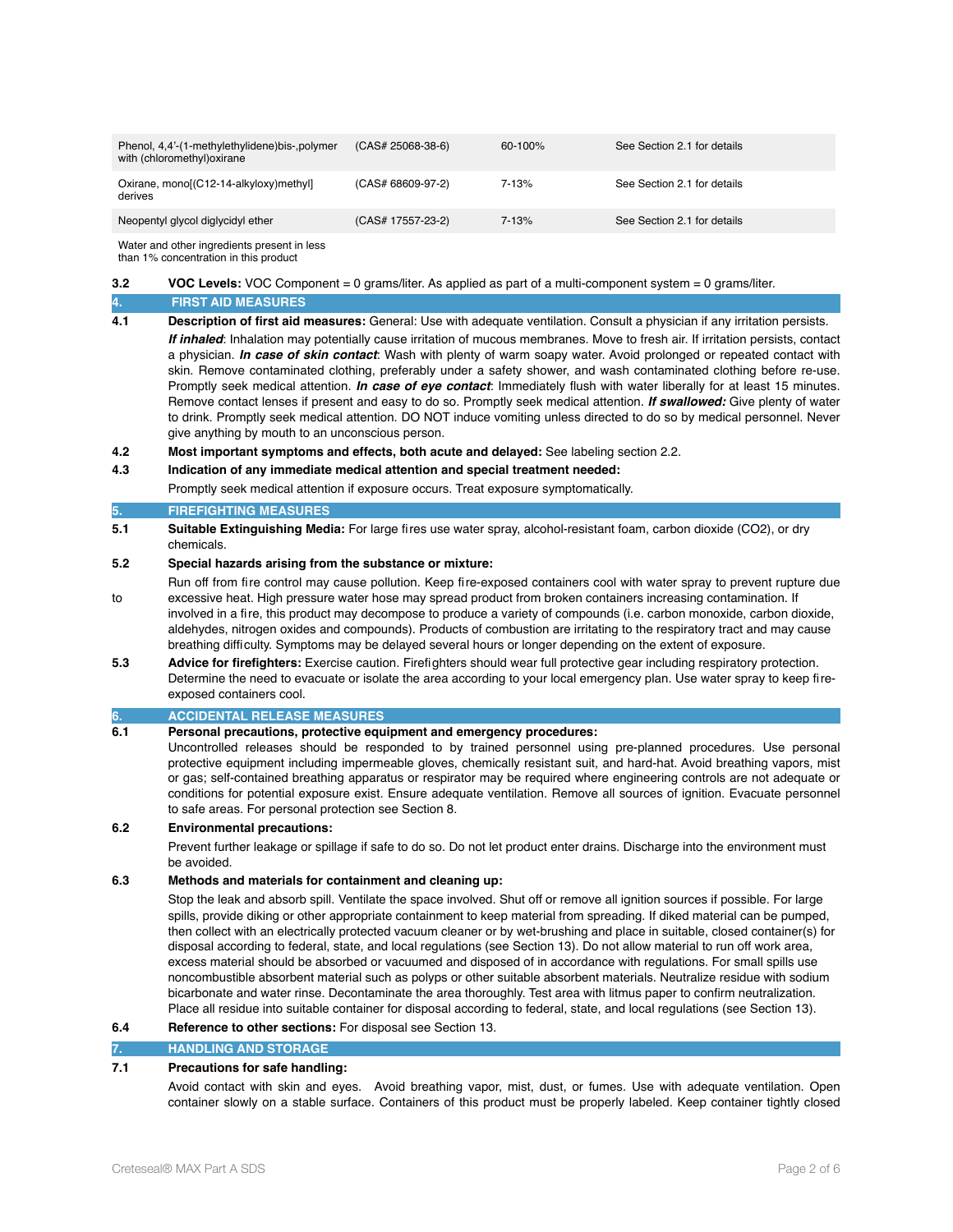| | | | |
|---|---|---|---|
| Phenol, 4,4'-(1-methylethylidene)bis-,polymer with (chloromethyl)oxirane | (CAS# 25068-38-6) | 60-100% | See Section 2.1 for details |
| Oxirane, mono[(C12-14-alkyloxy)methyl] derives | (CAS# 68609-97-2) | 7-13% | See Section 2.1 for details |
| Neopentyl glycol diglycidyl ether | (CAS# 17557-23-2) | 7-13% | See Section 2.1 for details |
| Water and other ingredients present in less than 1% concentration in this product | | | |

**3.2** **VOC Levels:** VOC Component = 0 grams/liter. As applied as part of a multi-component system = 0 grams/liter.

## 4. FIRST AID MEASURES

**4.1** **Description of first aid measures:** General: Use with adequate ventilation. Consult a physician if any irritation persists. ***If inhaled***: Inhalation may potentially cause irritation of mucous membranes. Move to fresh air. If irritation persists, contact a physician. ***In case of skin contact***: Wash with plenty of warm soapy water. Avoid prolonged or repeated contact with skin. Remove contaminated clothing, preferably under a safety shower, and wash contaminated clothing before re-use. Promptly seek medical attention. ***In case of eye contact***: Immediately flush with water liberally for at least 15 minutes. Remove contact lenses if present and easy to do so. Promptly seek medical attention. ***If swallowed:*** Give plenty of water to drink. Promptly seek medical attention. DO NOT induce vomiting unless directed to do so by medical personnel. Never give anything by mouth to an unconscious person.

**4.2** **Most important symptoms and effects, both acute and delayed:** See labeling section 2.2.

**4.3** **Indication of any immediate medical attention and special treatment needed:**

Promptly seek medical attention if exposure occurs. Treat exposure symptomatically.

## 5. FIREFIGHTING MEASURES

**5.1** **Suitable Extinguishing Media:** For large fires use water spray, alcohol-resistant foam, carbon dioxide ($CO_2$), or dry chemicals.

**5.2** **Special hazards arising from the substance or mixture:**

Run off from fire control may cause pollution. Keep fire-exposed containers cool with water spray to prevent rupture due to excessive heat. High pressure water hose may spread product from broken containers increasing contamination. If involved in a fire, this product may decompose to produce a variety of compounds (i.e. carbon monoxide, carbon dioxide, aldehydes, nitrogen oxides and compounds). Products of combustion are irritating to the respiratory tract and may cause breathing difficulty. Symptoms may be delayed several hours or longer depending on the extent of exposure.

**5.3** **Advice for firefighters:** Exercise caution. Firefighters should wear full protective gear including respiratory protection. Determine the need to evacuate or isolate the area according to your local emergency plan. Use water spray to keep fire-exposed containers cool.

## 6. ACCIDENTAL RELEASE MEASURES

**6.1** **Personal precautions, protective equipment and emergency procedures:**
Uncontrolled releases should be responded to by trained personnel using pre-planned procedures. Use personal protective equipment including impermeable gloves, chemically resistant suit, and hard-hat. Avoid breathing vapors, mist or gas; self-contained breathing apparatus or respirator may be required where engineering controls are not adequate or conditions for potential exposure exist. Ensure adequate ventilation. Remove all sources of ignition. Evacuate personnel to safe areas. For personal protection see Section 8.

**6.2** **Environmental precautions:**

Prevent further leakage or spillage if safe to do so. Do not let product enter drains. Discharge into the environment must be avoided.

**6.3** **Methods and materials for containment and cleaning up:**

Stop the leak and absorb spill. Ventilate the space involved. Shut off or remove all ignition sources if possible. For large spills, provide diking or other appropriate containment to keep material from spreading. If diked material can be pumped, then collect with an electrically protected vacuum cleaner or by wet-brushing and place in suitable, closed container(s) for disposal according to federal, state, and local regulations (see Section 13). Do not allow material to run off work area, excess material should be absorbed or vacuumed and disposed of in accordance with regulations. For small spills use noncombustible absorbent material such as polyps or other suitable absorbent materials. Neutralize residue with sodium bicarbonate and water rinse. Decontaminate the area thoroughly. Test area with litmus paper to confirm neutralization. Place all residue into suitable container for disposal according to federal, state, and local regulations (see Section 13).

**6.4** **Reference to other sections:** For disposal see Section 13.

## 7. HANDLING AND STORAGE

**7.1** **Precautions for safe handling:**

Avoid contact with skin and eyes. Avoid breathing vapor, mist, dust, or fumes. Use with adequate ventilation. Open container slowly on a stable surface. Containers of this product must be properly labeled. Keep container tightly closed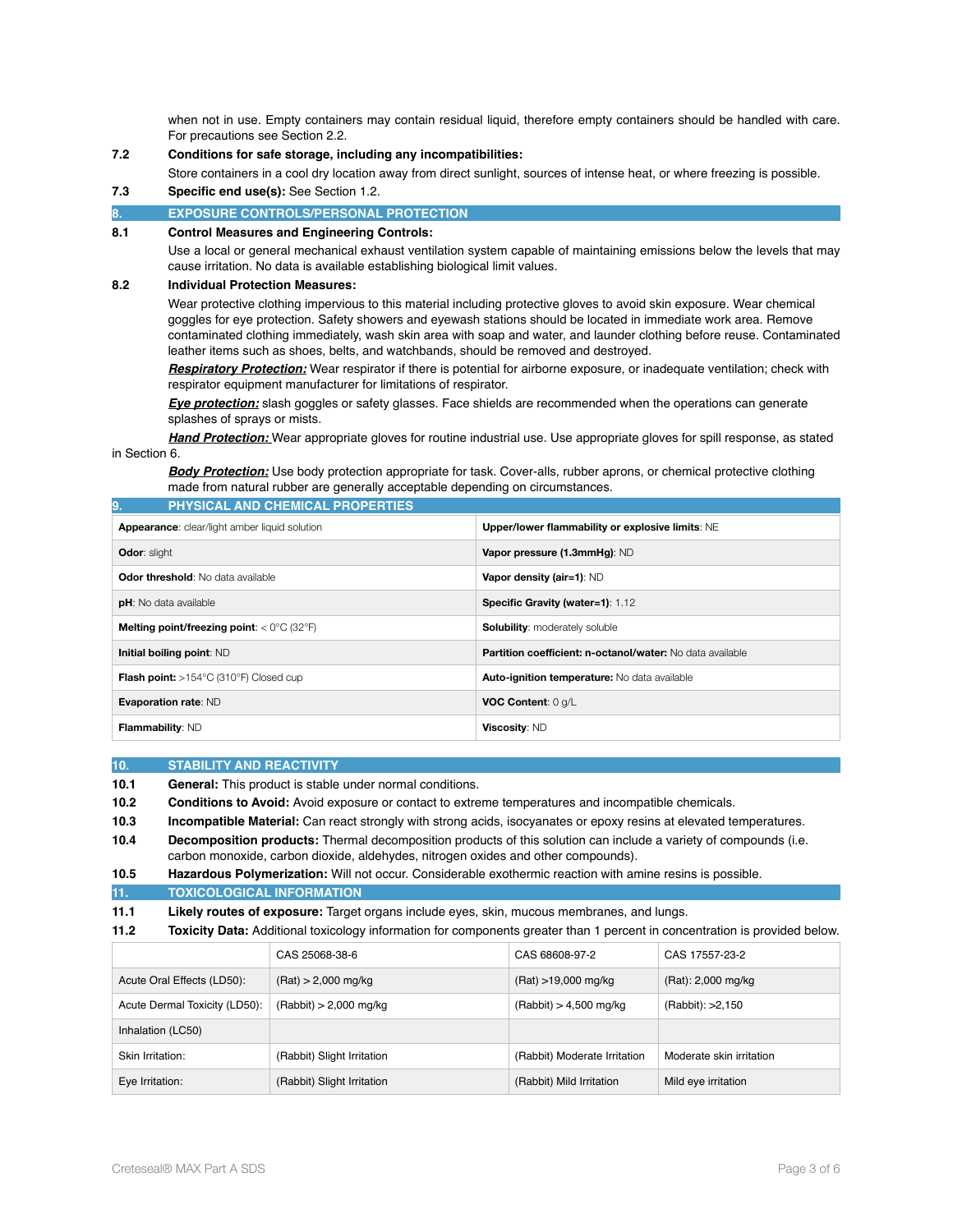when not in use. Empty containers may contain residual liquid, therefore empty containers should be handled with care. For precautions see Section 2.2.

**7.2 Conditions for safe storage, including any incompatibilities:**

Store containers in a cool dry location away from direct sunlight, sources of intense heat, or where freezing is possible.

**7.3 Specific end use(s):** See Section 1.2.

## 8. EXPOSURE CONTROLS/PERSONAL PROTECTION

**8.1 Control Measures and Engineering Controls:**

Use a local or general mechanical exhaust ventilation system capable of maintaining emissions below the levels that may cause irritation. No data is available establishing biological limit values.

**8.2 Individual Protection Measures:**

Wear protective clothing impervious to this material including protective gloves to avoid skin exposure. Wear chemical goggles for eye protection. Safety showers and eyewash stations should be located in immediate work area. Remove contaminated clothing immediately, wash skin area with soap and water, and launder clothing before reuse. Contaminated leather items such as shoes, belts, and watchbands, should be removed and destroyed.

***Respiratory Protection:*** Wear respirator if there is potential for airborne exposure, or inadequate ventilation; check with respirator equipment manufacturer for limitations of respirator.

***Eye protection:*** slash goggles or safety glasses. Face shields are recommended when the operations can generate splashes of sprays or mists.

***Hand Protection:*** Wear appropriate gloves for routine industrial use. Use appropriate gloves for spill response, as stated in Section 6.

***Body Protection:*** Use body protection appropriate for task. Cover-alls, rubber aprons, or chemical protective clothing made from natural rubber are generally acceptable depending on circumstances.

## 9. PHYSICAL AND CHEMICAL PROPERTIES

| | |
|---|---|
| **Appearance**: clear/light amber liquid solution | **Upper/lower flammability or explosive limits**: NE |
| **Odor**: slight | **Vapor pressure (1.3mmHg)**: ND |
| **Odor threshold**: No data available | **Vapor density (air=1)**: ND |
| **pH**: No data available | **Specific Gravity (water=1)**: 1.12 |
| **Melting point/freezing point**: < 0°C (32°F) | **Solubility**: moderately soluble |
| **Initial boiling point**: ND | **Partition coefficient: n-octanol/water:** No data available |
| **Flash point:** >154°C (310°F) Closed cup | **Auto-ignition temperature:** No data available |
| **Evaporation rate**: ND | **VOC Content**: 0 g/L |
| **Flammability**: ND | **Viscosity**: ND |

## 10. STABILITY AND REACTIVITY

**10.1 General:** This product is stable under normal conditions.

**10.2 Conditions to Avoid:** Avoid exposure or contact to extreme temperatures and incompatible chemicals.

**10.3 Incompatible Material:** Can react strongly with strong acids, isocyanates or epoxy resins at elevated temperatures.

**10.4 Decomposition products:** Thermal decomposition products of this solution can include a variety of compounds (i.e. carbon monoxide, carbon dioxide, aldehydes, nitrogen oxides and other compounds).

**10.5 Hazardous Polymerization:** Will not occur. Considerable exothermic reaction with amine resins is possible.

## 11. TOXICOLOGICAL INFORMATION

**11.1 Likely routes of exposure:** Target organs include eyes, skin, mucous membranes, and lungs.

**11.2 Toxicity Data:** Additional toxicology information for components greater than 1 percent in concentration is provided below.

| | CAS 25068-38-6 | CAS 68608-97-2 | CAS 17557-23-2 |
|---|---|---|---|
| Acute Oral Effects (LD50): | (Rat) > 2,000 mg/kg | (Rat) >19,000 mg/kg | (Rat): 2,000 mg/kg |
| Acute Dermal Toxicity (LD50): | (Rabbit) > 2,000 mg/kg | (Rabbit) > 4,500 mg/kg | (Rabbit): >2,150 |
| Inhalation (LC50) | | | |
| Skin Irritation: | (Rabbit) Slight Irritation | (Rabbit) Moderate Irritation | Moderate skin irritation |
| Eye Irritation: | (Rabbit) Slight Irritation | (Rabbit) Mild Irritation | Mild eye irritation |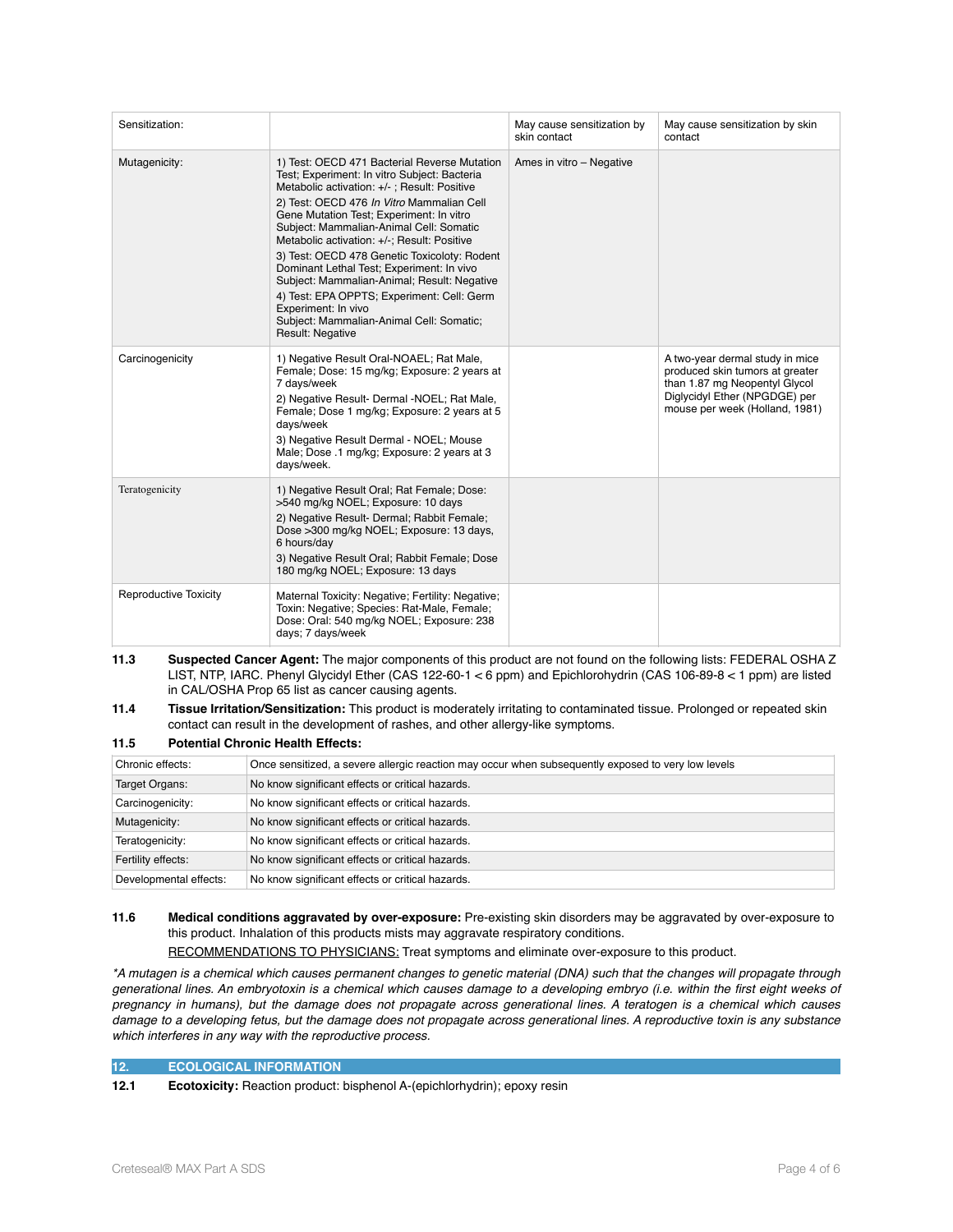| Sensitization: | | May cause sensitization by skin contact | May cause sensitization by skin contact |
|---|---|---|---|
| Mutagenicity: | 1) Test: OECD 471 Bacterial Reverse Mutation Test; Experiment: In vitro Subject: Bacteria Metabolic activation: +/- ; Result: Positive<br>2) Test: OECD 476 *In Vitro* Mammalian Cell Gene Mutation Test; Experiment: In vitro Subject: Mammalian-Animal Cell: Somatic Metabolic activation: +/-; Result: Positive<br>3) Test: OECD 478 Genetic Toxicoloty: Rodent Dominant Lethal Test; Experiment: In vivo Subject: Mammalian-Animal; Result: Negative<br>4) Test: EPA OPPTS; Experiment: Cell: Germ Experiment: In vivo Subject: Mammalian-Animal Cell: Somatic; Result: Negative | Ames in vitro – Negative | |
| Carcinogenicity | 1) Negative Result Oral-NOAEL; Rat Male, Female; Dose: 15 mg/kg; Exposure: 2 years at 7 days/week<br>2) Negative Result- Dermal -NOEL; Rat Male, Female; Dose 1 mg/kg; Exposure: 2 years at 5 days/week<br>3) Negative Result Dermal - NOEL; Mouse Male; Dose .1 mg/kg; Exposure: 2 years at 3 days/week. | | A two-year dermal study in mice produced skin tumors at greater than 1.87 mg Neopentyl Glycol Diglycidyl Ether (NPGDGE) per mouse per week (Holland, 1981) |
| Teratogenicity | 1) Negative Result Oral; Rat Female; Dose: >540 mg/kg NOEL; Exposure: 10 days<br>2) Negative Result- Dermal; Rabbit Female; Dose >300 mg/kg NOEL; Exposure: 13 days, 6 hours/day<br>3) Negative Result Oral; Rabbit Female; Dose 180 mg/kg NOEL; Exposure: 13 days | | |
| Reproductive Toxicity | Maternal Toxicity: Negative; Fertility: Negative; Toxin: Negative; Species: Rat-Male, Female; Dose: Oral: 540 mg/kg NOEL; Exposure: 238 days; 7 days/week | | |

**11.3 Suspected Cancer Agent:** The major components of this product are not found on the following lists: FEDERAL OSHA Z LIST, NTP, IARC. Phenyl Glycidyl Ether (CAS 122-60-1 < 6 ppm) and Epichlorohydrin (CAS 106-89-8 < 1 ppm) are listed in CAL/OSHA Prop 65 list as cancer causing agents.

**11.4 Tissue Irritation/Sensitization:** This product is moderately irritating to contaminated tissue. Prolonged or repeated skin contact can result in the development of rashes, and other allergy-like symptoms.

**11.5 Potential Chronic Health Effects:**

| Chronic effects: | Once sensitized, a severe allergic reaction may occur when subsequently exposed to very low levels |
|---|---|
| Target Organs: | No know significant effects or critical hazards. |
| Carcinogenicity: | No know significant effects or critical hazards. |
| Mutagenicity: | No know significant effects or critical hazards. |
| Teratogenicity: | No know significant effects or critical hazards. |
| Fertility effects: | No know significant effects or critical hazards. |
| Developmental effects: | No know significant effects or critical hazards. |

**11.6 Medical conditions aggravated by over-exposure:** Pre-existing skin disorders may be aggravated by over-exposure to this product. Inhalation of this products mists may aggravate respiratory conditions.

RECOMMENDATIONS TO PHYSICIANS: Treat symptoms and eliminate over-exposure to this product.

*\*A mutagen is a chemical which causes permanent changes to genetic material (DNA) such that the changes will propagate through generational lines. An embryotoxin is a chemical which causes damage to a developing embryo (i.e. within the first eight weeks of pregnancy in humans), but the damage does not propagate across generational lines. A teratogen is a chemical which causes damage to a developing fetus, but the damage does not propagate across generational lines. A reproductive toxin is any substance which interferes in any way with the reproductive process.*

## 12. ECOLOGICAL INFORMATION

**12.1 Ecotoxicity:** Reaction product: bisphenol A-(epichlorhydrin); epoxy resin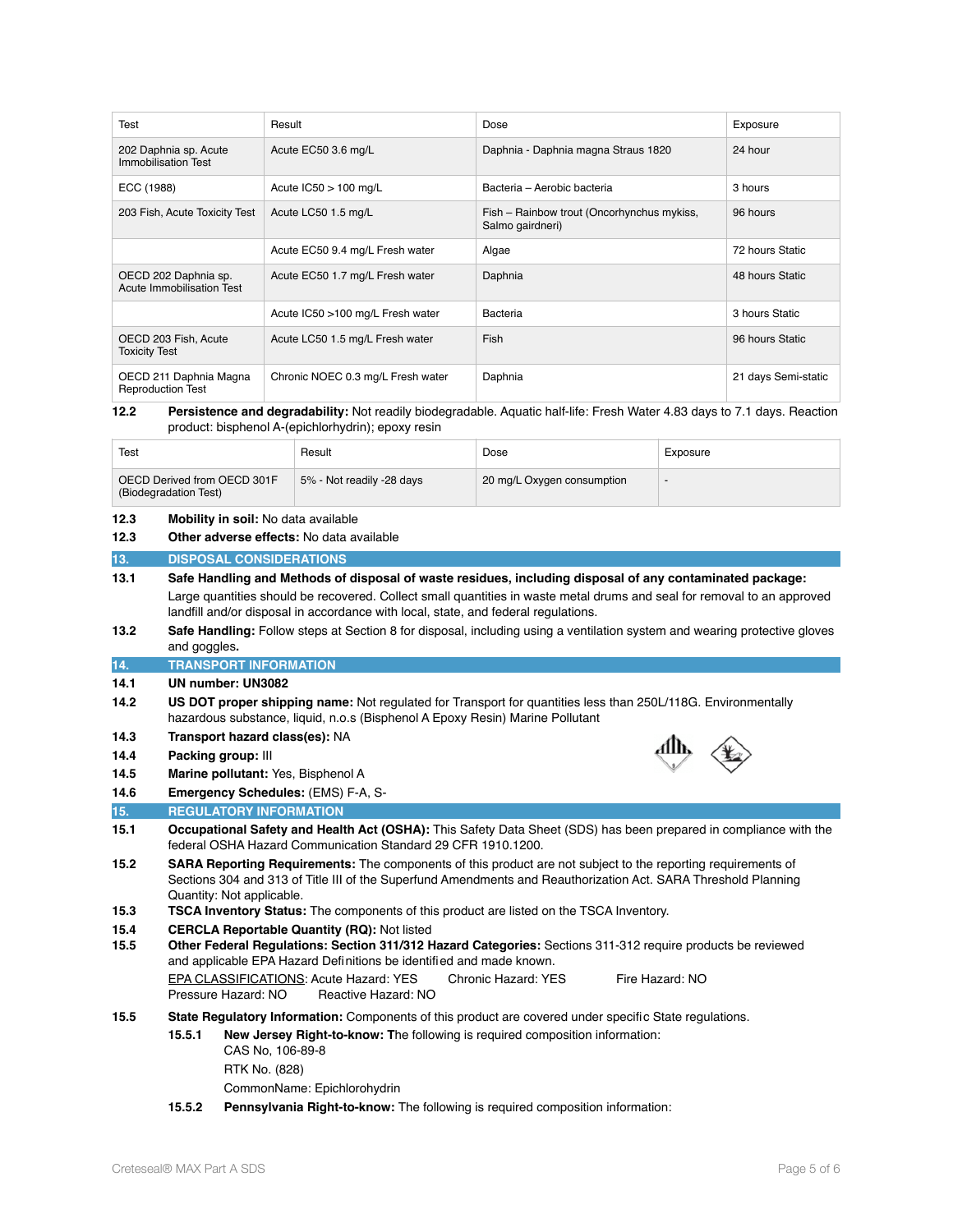| Test | Result | Dose | Exposure |
|---|---|---|---|
| 202 Daphnia sp. Acute Immobilisation Test | Acute EC50 3.6 mg/L | Daphnia - Daphnia magna Straus 1820 | 24 hour |
| ECC (1988) | Acute IC50 > 100 mg/L | Bacteria – Aerobic bacteria | 3 hours |
| 203 Fish, Acute Toxicity Test | Acute LC50 1.5 mg/L | Fish – Rainbow trout (Oncorhynchus mykiss, Salmo gairdneri) | 96 hours |
| | Acute EC50 9.4 mg/L Fresh water | Algae | 72 hours Static |
| OECD 202 Daphnia sp. Acute Immobilisation Test | Acute EC50 1.7 mg/L Fresh water | Daphnia | 48 hours Static |
| | Acute IC50 >100 mg/L Fresh water | Bacteria | 3 hours Static |
| OECD 203 Fish, Acute Toxicity Test | Acute LC50 1.5 mg/L Fresh water | Fish | 96 hours Static |
| OECD 211 Daphnia Magna Reproduction Test | Chronic NOEC 0.3 mg/L Fresh water | Daphnia | 21 days Semi-static |

**12.2** **Persistence and degradability:** Not readily biodegradable. Aquatic half-life: Fresh Water 4.83 days to 7.1 days. Reaction product: bisphenol A-(epichlorhydrin); epoxy resin

| Test | Result | Dose | Exposure |
|---|---|---|---|
| OECD Derived from OECD 301F (Biodegradation Test) | 5% - Not readily -28 days | 20 mg/L Oxygen consumption | - |

**12.3** **Mobility in soil:** No data available

**12.3** **Other adverse effects:** No data available

## 13. DISPOSAL CONSIDERATIONS

**13.1** **Safe Handling and Methods of disposal of waste residues, including disposal of any contaminated package:** Large quantities should be recovered. Collect small quantities in waste metal drums and seal for removal to an approved landfill and/or disposal in accordance with local, state, and federal regulations.

**13.2** **Safe Handling:** Follow steps at Section 8 for disposal, including using a ventilation system and wearing protective gloves and goggles.

## 14. TRANSPORT INFORMATION

**14.1** **UN number: UN3082**

**14.2** **US DOT proper shipping name:** Not regulated for Transport for quantities less than 250L/118G. Environmentally hazardous substance, liquid, n.o.s (Bisphenol A Epoxy Resin) Marine Pollutant

**14.3** **Transport hazard class(es):** NA

**14.4** **Packing group:** III

**14.5** **Marine pollutant:** Yes, Bisphenol A

**14.6** **Emergency Schedules:** (EMS) F-A, S-

## 15. REGULATORY INFORMATION

**15.1** **Occupational Safety and Health Act (OSHA):** This Safety Data Sheet (SDS) has been prepared in compliance with the federal OSHA Hazard Communication Standard 29 CFR 1910.1200.

**15.2** **SARA Reporting Requirements:** The components of this product are not subject to the reporting requirements of Sections 304 and 313 of Title III of the Superfund Amendments and Reauthorization Act. SARA Threshold Planning Quantity: Not applicable.

**15.3** **TSCA Inventory Status:** The components of this product are listed on the TSCA Inventory.

**15.4** **CERCLA Reportable Quantity (RQ):** Not listed

**15.5** **Other Federal Regulations: Section 311/312 Hazard Categories:** Sections 311-312 require products be reviewed and applicable EPA Hazard Definitions be identified and made known.

EPA CLASSIFICATIONS: Acute Hazard: YES Chronic Hazard: YES Fire Hazard: NO Pressure Hazard: NO Reactive Hazard: NO

**15.5** **State Regulatory Information:** Components of this product are covered under specific State regulations.

**15.5.1** **New Jersey Right-to-know:** The following is required composition information:
CAS No, 106-89-8
RTK No. (828)
CommonName: Epichlorohydrin

**15.5.2** **Pennsylvania Right-to-know:** The following is required composition information: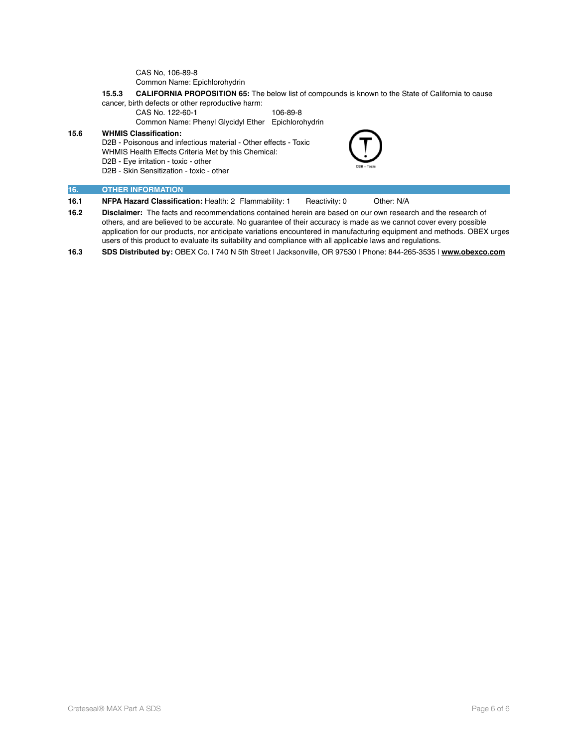CAS No, 106-89-8
Common Name: Epichlorohydrin

**15.5.3 CALIFORNIA PROPOSITION 65:** The below list of compounds is known to the State of California to cause cancer, birth defects or other reproductive harm:

| | | |
|---|---|---|
| CAS No. | 122-60-1 | 106-89-8 |
| Common Name: | Phenyl Glycidyl Ether | Epichlorohydrin |

**15.6 WHMIS Classification:**
D2B - Poisonous and infectious material - Other effects - Toxic
WHMIS Health Effects Criteria Met by this Chemical:
D2B - Eye irritation - toxic - other
D2B - Skin Sensitization - toxic - other

D2B – Toxic

## 16. OTHER INFORMATION

**16.1 NFPA Hazard Classification:** Health: 2 Flammability: 1 Reactivity: 0 Other: N/A

**16.2 Disclaimer:** The facts and recommendations contained herein are based on our own research and the research of others, and are believed to be accurate. No guarantee of their accuracy is made as we cannot cover every possible application for our products, nor anticipate variations encountered in manufacturing equipment and methods. OBEX urges users of this product to evaluate its suitability and compliance with all applicable laws and regulations.

**16.3 SDS Distributed by:** OBEX Co. l 740 N 5th Street l Jacksonville, OR 97530 l Phone: 844-265-3535 l **www.obexco.com**